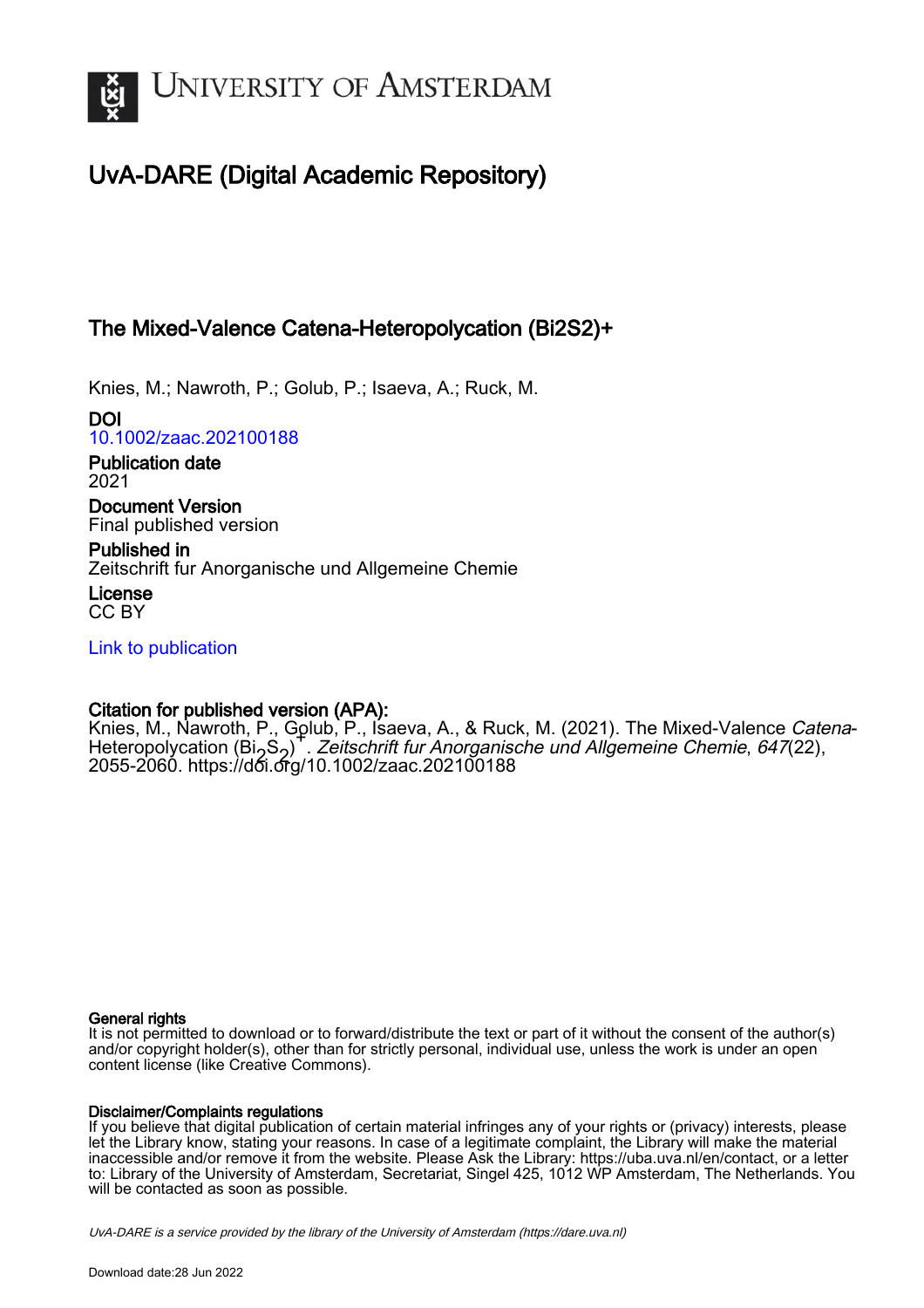# University of Amsterdam

## UvA-DARE (Digital Academic Repository)

### The Mixed-Valence Catena-Heteropolycation (Bi2S2)+

Knies, M.; Nawroth, P.; Golub, P.; Isaeva, A.; Ruck, M.

**DOI**
10.1002/zaac.202100188

**Publication date**
2021

**Document Version**
Final published version

**Published in**
Zeitschrift fur Anorganische und Allgemeine Chemie

**License**
CC BY

Link to publication

**Citation for published version (APA):**
Knies, M., Nawroth, P., Golub, P., Isaeva, A., & Ruck, M. (2021). The Mixed-Valence *Catena*-Heteropolycation $(Bi_2S_2)^+$. *Zeitschrift fur Anorganische und Allgemeine Chemie*, *647*(22), 2055-2060. https://doi.org/10.1002/zaac.202100188

**General rights**
It is not permitted to download or to forward/distribute the text or part of it without the consent of the author(s) and/or copyright holder(s), other than for strictly personal, individual use, unless the work is under an open content license (like Creative Commons).

**Disclaimer/Complaints regulations**
If you believe that digital publication of certain material infringes any of your rights or (privacy) interests, please let the Library know, stating your reasons. In case of a legitimate complaint, the Library will make the material inaccessible and/or remove it from the website. Please Ask the Library: https://uba.uva.nl/en/contact, or a letter to: Library of the University of Amsterdam, Secretariat, Singel 425, 1012 WP Amsterdam, The Netherlands. You will be contacted as soon as possible.

*UvA-DARE is a service provided by the library of the University of Amsterdam (https://dare.uva.nl)*

Download date:28 Jun 2022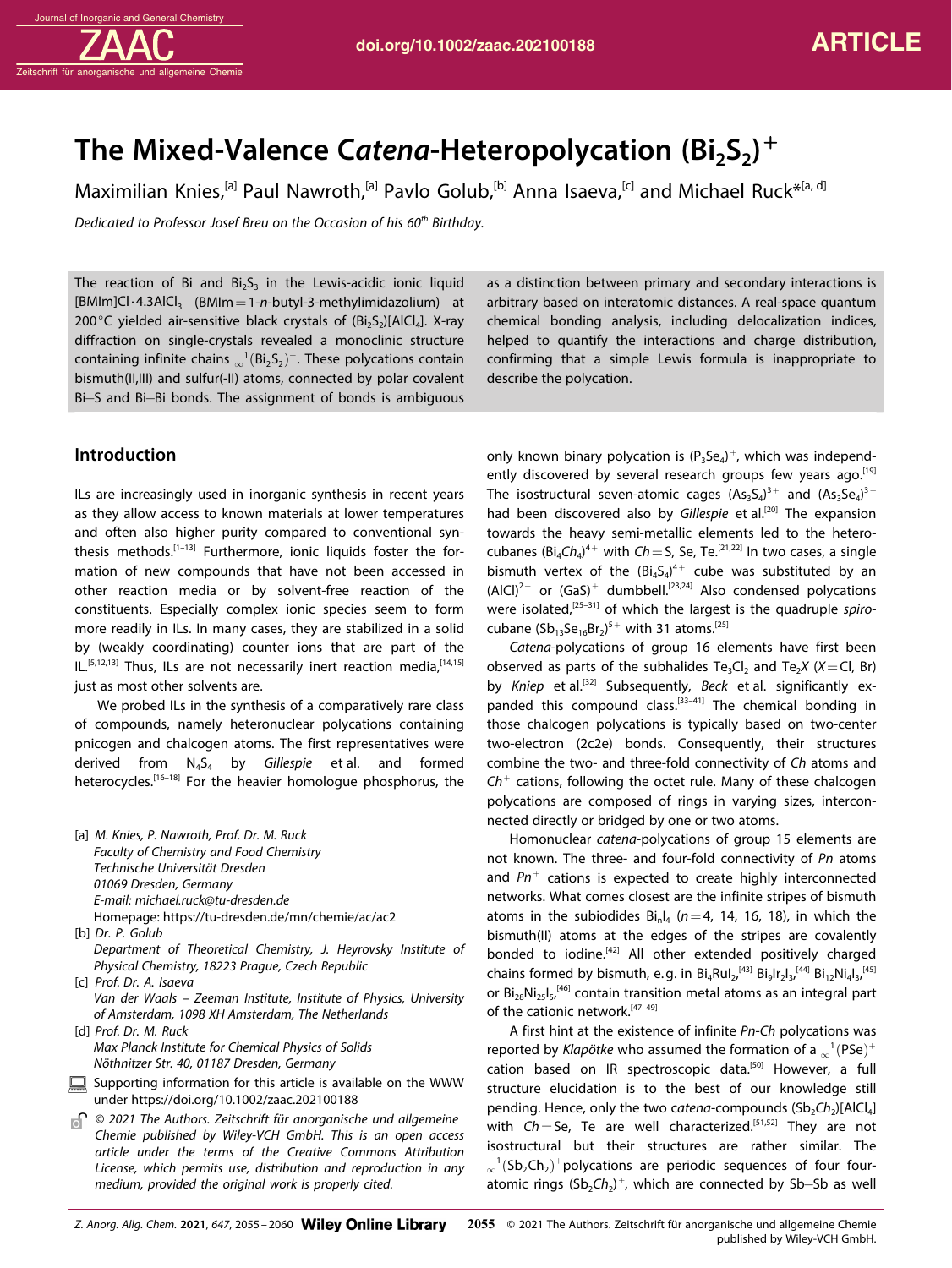# The Mixed-Valence *Catena*-Heteropolycation $(Bi_2S_2)^+$

Maximilian Knies,[a] Paul Nawroth,[a] Pavlo Golub,[b] Anna Isaeva,[c] and Michael Ruck*[a, d]

*Dedicated to Professor Josef Breu on the Occasion of his 60th Birthday.*

The reaction of Bi and $Bi_2S_3$ in the Lewis-acidic ionic liquid [BMIm]Cl·4.3$AlCl_3$ (BMIm = 1-*n*-butyl-3-methylimidazolium) at 200 °C yielded air-sensitive black crystals of $(Bi_2S_2)[AlCl_4]$. X-ray diffraction on single-crystals revealed a monoclinic structure containing infinite chains $_\infty^1(Bi_2S_2)^+$. These polycations contain bismuth(II,III) and sulfur(-II) atoms, connected by polar covalent Bi–S and Bi–Bi bonds. The assignment of bonds is ambiguous as a distinction between primary and secondary interactions is arbitrary based on interatomic distances. A real-space quantum chemical bonding analysis, including delocalization indices, helped to quantify the interactions and charge distribution, confirming that a simple Lewis formula is inappropriate to describe the polycation.

## Introduction

ILs are increasingly used in inorganic synthesis in recent years as they allow access to known materials at lower temperatures and often also higher purity compared to conventional synthesis methods.[1–13] Furthermore, ionic liquids foster the formation of new compounds that have not been accessed in other reaction media or by solvent-free reaction of the constituents. Especially complex ionic species seem to form more readily in ILs. In many cases, they are stabilized in a solid by (weakly coordinating) counter ions that are part of the IL.[5,12,13] Thus, ILs are not necessarily inert reaction media,[14,15] just as most other solvents are.

We probed ILs in the synthesis of a comparatively rare class of compounds, namely heteronuclear polycations containing pnicogen and chalcogen atoms. The first representatives were derived from $N_4S_4$ by *Gillespie* et al. and formed heterocycles.[16–18] For the heavier homologue phosphorus, the only known binary polycation is $(P_3Se_4)^+$, which was independently discovered by several research groups few years ago.[19] The isostructural seven-atomic cages $(As_3S_4)^{3+}$ and $(As_3Se_4)^{3+}$ had been discovered also by *Gillespie* et al.[20] The expansion towards the heavy semi-metallic elements led to the heterocubanes $(Bi_4Ch_4)^{4+}$ with *Ch* = S, Se, Te.[21,22] In two cases, a single bismuth vertex of the $(Bi_4S_4)^{4+}$ cube was substituted by an $(AlCl)^{2+}$ or $(GaS)^+$ dumbbell.[23,24] Also condensed polycations were isolated,[25–31] of which the largest is the quadruple *spiro*-cubane $(Sb_{13}Se_{16}Br_2)^{5+}$ with 31 atoms.[25]

*Catena*-polycations of group 16 elements have first been observed as parts of the subhalides $Te_3Cl_2$ and $Te_2X$ (*X* = Cl, Br) by *Kniep* et al.[32] Subsequently, *Beck* et al. significantly expanded this compound class.[33–41] The chemical bonding in those chalcogen polycations is typically based on two-center two-electron (2c2e) bonds. Consequently, their structures combine the two- and three-fold connectivity of *Ch* atoms and $Ch^+$ cations, following the octet rule. Many of these chalcogen polycations are composed of rings in varying sizes, interconnected directly or bridged by one or two atoms.

Homonuclear *catena*-polycations of group 15 elements are not known. The three- and four-fold connectivity of *Pn* atoms and $Pn^+$ cations is expected to create highly interconnected networks. What comes closest are the infinite stripes of bismuth atoms in the subiodides $Bi_nI_4$ (*n* = 4, 14, 16, 18), in which the bismuth(II) atoms at the edges of the stripes are covalently bonded to iodine.[42] All other extended positively charged chains formed by bismuth, e.g. in $Bi_4RuI_2$,[43] $Bi_9Ir_2I_3$,[44] $Bi_{12}Ni_4I_3$,[45] or $Bi_{28}Ni_{25}I_5$,[46] contain transition metal atoms as an integral part of the cationic network.[47–49]

A first hint at the existence of infinite *Pn*-*Ch* polycations was reported by *Klapötke* who assumed the formation of a $_\infty^1(PSe)^+$ cation based on IR spectroscopic data.[50] However, a full structure elucidation is to the best of our knowledge still pending. Hence, only the two *catena*-compounds $(Sb_2Ch_2)[AlCl_4]$ with *Ch* = Se, Te are well characterized.[51,52] They are not isostructural but their structures are rather similar. The $_\infty^1(Sb_2Ch_2)^+$polycations are periodic sequences of four four-atomic rings $(Sb_2Ch_2)^+$, which are connected by Sb–Sb as well

[a] M. Knies, P. Nawroth, Prof. Dr. M. Ruck
Faculty of Chemistry and Food Chemistry
Technische Universität Dresden
01069 Dresden, Germany
E-mail: michael.ruck@tu-dresden.de
Homepage: https://tu-dresden.de/mn/chemie/ac/ac2

[b] Dr. P. Golub
Department of Theoretical Chemistry, J. Heyrovsky Institute of Physical Chemistry, 18223 Prague, Czech Republic

[c] Prof. Dr. A. Isaeva
Van der Waals – Zeeman Institute, Institute of Physics, University of Amsterdam, 1098 XH Amsterdam, The Netherlands

[d] Prof. Dr. M. Ruck
Max Planck Institute for Chemical Physics of Solids
Nöthnitzer Str. 40, 01187 Dresden, Germany

Supporting information for this article is available on the WWW under https://doi.org/10.1002/zaac.202100188

© 2021 The Authors. Zeitschrift für anorganische und allgemeine Chemie published by Wiley-VCH GmbH. This is an open access article under the terms of the Creative Commons Attribution License, which permits use, distribution and reproduction in any medium, provided the original work is properly cited.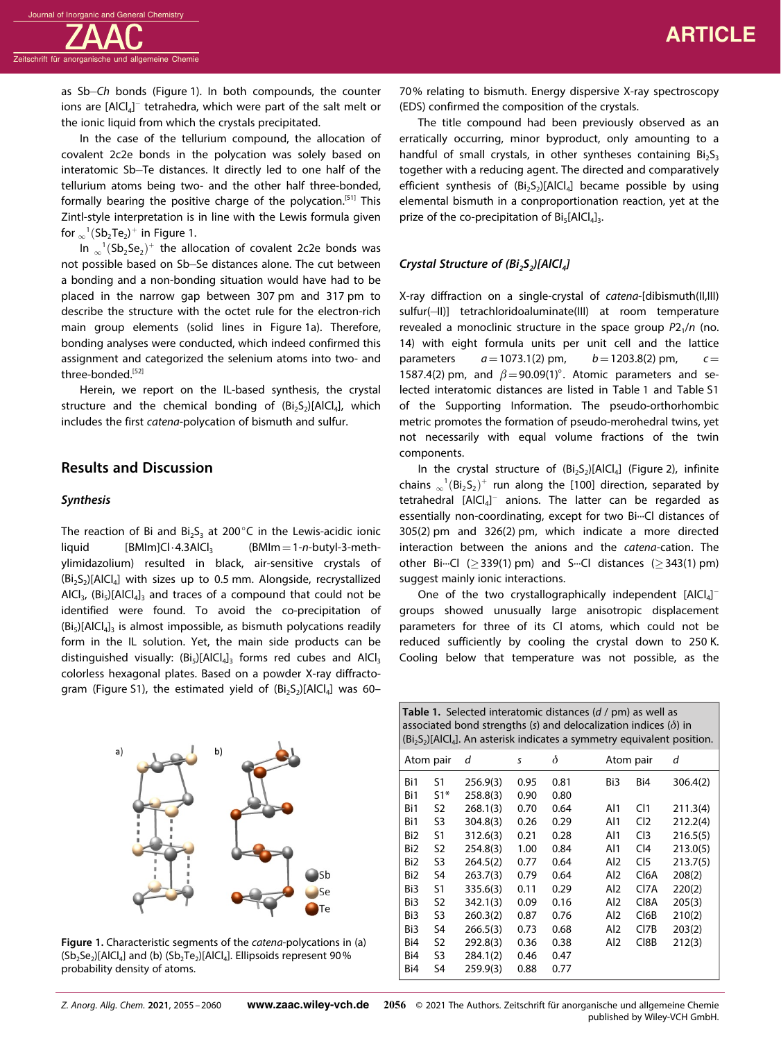as Sb–*Ch* bonds (Figure 1). In both compounds, the counter ions are $[AlCl_4]^-$ tetrahedra, which were part of the salt melt or the ionic liquid from which the crystals precipitated.

In the case of the tellurium compound, the allocation of covalent 2c2e bonds in the polycation was solely based on interatomic Sb–Te distances. It directly led to one half of the tellurium atoms being two- and the other half three-bonded, formally bearing the positive charge of the polycation.[51] This Zintl-style interpretation is in line with the Lewis formula given for ${}_{\infty}^{1}(Sb_2Te_2)^+$ in Figure 1.

In ${}_{\infty}^{1}(Sb_2Se_2)^+$ the allocation of covalent 2c2e bonds was not possible based on Sb–Se distances alone. The cut between a bonding and a non-bonding situation would have had to be placed in the narrow gap between 307 pm and 317 pm to describe the structure with the octet rule for the electron-rich main group elements (solid lines in Figure 1a). Therefore, bonding analyses were conducted, which indeed confirmed this assignment and categorized the selenium atoms into two- and three-bonded.[52]

Herein, we report on the IL-based synthesis, the crystal structure and the chemical bonding of $(Bi_2S_2)[AlCl_4]$, which includes the first *catena*-polycation of bismuth and sulfur.

## Results and Discussion

### Synthesis

The reaction of Bi and $Bi_2S_3$ at 200 °C in the Lewis-acidic ionic liquid $[BMIm]Cl\cdot4.3AlCl_3$ (BMIm = 1-*n*-butyl-3-methylimidazolium) resulted in black, air-sensitive crystals of $(Bi_2S_2)[AlCl_4]$ with sizes up to 0.5 mm. Alongside, recrystallized $AlCl_3$, $(Bi_5)[AlCl_4]_3$ and traces of a compound that could not be identified were found. To avoid the co-precipitation of $(Bi_5)[AlCl_4]_3$ is almost impossible, as bismuth polycations readily form in the IL solution. Yet, the main side products can be distinguished visually: $(Bi_5)[AlCl_4]_3$ forms red cubes and $AlCl_3$ colorless hexagonal plates. Based on a powder X-ray diffractogram (Figure S1), the estimated yield of $(Bi_2S_2)[AlCl_4]$ was 60–70% relating to bismuth. Energy dispersive X-ray spectroscopy (EDS) confirmed the composition of the crystals.

The title compound had been previously observed as an erratically occurring, minor byproduct, only amounting to a handful of small crystals, in other syntheses containing $Bi_2S_3$ together with a reducing agent. The directed and comparatively efficient synthesis of $(Bi_2S_2)[AlCl_4]$ became possible by using elemental bismuth in a conproportionation reaction, yet at the prize of the co-precipitation of $Bi_5[AlCl_4]_3$.

Figure 1. Characteristic segments of the *catena*-polycations in (a) $(Sb_2Se_2)[AlCl_4]$ and (b) $(Sb_2Te_2)[AlCl_4]$. Ellipsoids represent 90% probability density of atoms.

### Crystal Structure of $(Bi_2S_2)[AlCl_4]$

X-ray diffraction on a single-crystal of *catena*-[dibismuth(II,III) sulfur(–II)] tetrachloridoaluminate(III) at room temperature revealed a monoclinic structure in the space group $P2_1/n$ (no. 14) with eight formula units per unit cell and the lattice parameters $a$ = 1073.1(2) pm, $b$ = 1203.8(2) pm, $c$ = 1587.4(2) pm, and $\beta$ = 90.09(1)°. Atomic parameters and selected interatomic distances are listed in Table 1 and Table S1 of the Supporting Information. The pseudo-orthorhombic metric promotes the formation of pseudo-merohedral twins, yet not necessarily with equal volume fractions of the twin components.

In the crystal structure of $(Bi_2S_2)[AlCl_4]$ (Figure 2), infinite chains ${}_{\infty}^{1}(Bi_2S_2)^+$ run along the [100] direction, separated by tetrahedral $[AlCl_4]^-$ anions. The latter can be regarded as essentially non-coordinating, except for two Bi···Cl distances of 305(2) pm and 326(2) pm, which indicate a more directed interaction between the anions and the *catena*-cation. The other Bi···Cl (≥339(1) pm) and S···Cl distances (≥343(1) pm) suggest mainly ionic interactions.

One of the two crystallographically independent $[AlCl_4]^-$ groups showed unusually large anisotropic displacement parameters for three of its Cl atoms, which could not be reduced sufficiently by cooling the crystal down to 250 K. Cooling below that temperature was not possible, as the

**Table 1.** Selected interatomic distances ($d$ / pm) as well as associated bond strengths ($s$) and delocalization indices ($\delta$) in $(Bi_2S_2)[AlCl_4]$. An asterisk indicates a symmetry equivalent position.

| Atom pair | | $d$ | $s$ | $\delta$ | Atom pair | | $d$ |
|---|---|---|---|---|---|---|---|
| Bi1 | S1 | 256.9(3) | 0.95 | 0.81 | Bi3 | Bi4 | 306.4(2) |
| Bi1 | S1* | 258.8(3) | 0.90 | 0.80 | | | |
| Bi1 | S2 | 268.1(3) | 0.70 | 0.64 | Al1 | Cl1 | 211.3(4) |
| Bi1 | S3 | 304.8(3) | 0.26 | 0.29 | Al1 | Cl2 | 212.2(4) |
| Bi2 | S1 | 312.6(3) | 0.21 | 0.28 | Al1 | Cl3 | 216.5(5) |
| Bi2 | S2 | 254.8(3) | 1.00 | 0.84 | Al1 | Cl4 | 213.0(5) |
| Bi2 | S3 | 264.5(2) | 0.77 | 0.64 | Al2 | Cl5 | 213.7(5) |
| Bi2 | S4 | 263.7(3) | 0.79 | 0.64 | Al2 | Cl6A | 208(2) |
| Bi3 | S1 | 335.6(3) | 0.11 | 0.29 | Al2 | Cl7A | 220(2) |
| Bi3 | S2 | 342.1(3) | 0.09 | 0.16 | Al2 | Cl8A | 205(3) |
| Bi3 | S3 | 260.3(2) | 0.87 | 0.76 | Al2 | Cl6B | 210(2) |
| Bi3 | S4 | 266.5(3) | 0.73 | 0.68 | Al2 | Cl7B | 203(2) |
| Bi4 | S2 | 292.8(3) | 0.36 | 0.38 | Al2 | Cl8B | 212(3) |
| Bi4 | S3 | 284.1(2) | 0.46 | 0.47 | | | |
| Bi4 | S4 | 259.9(3) | 0.88 | 0.77 | | | |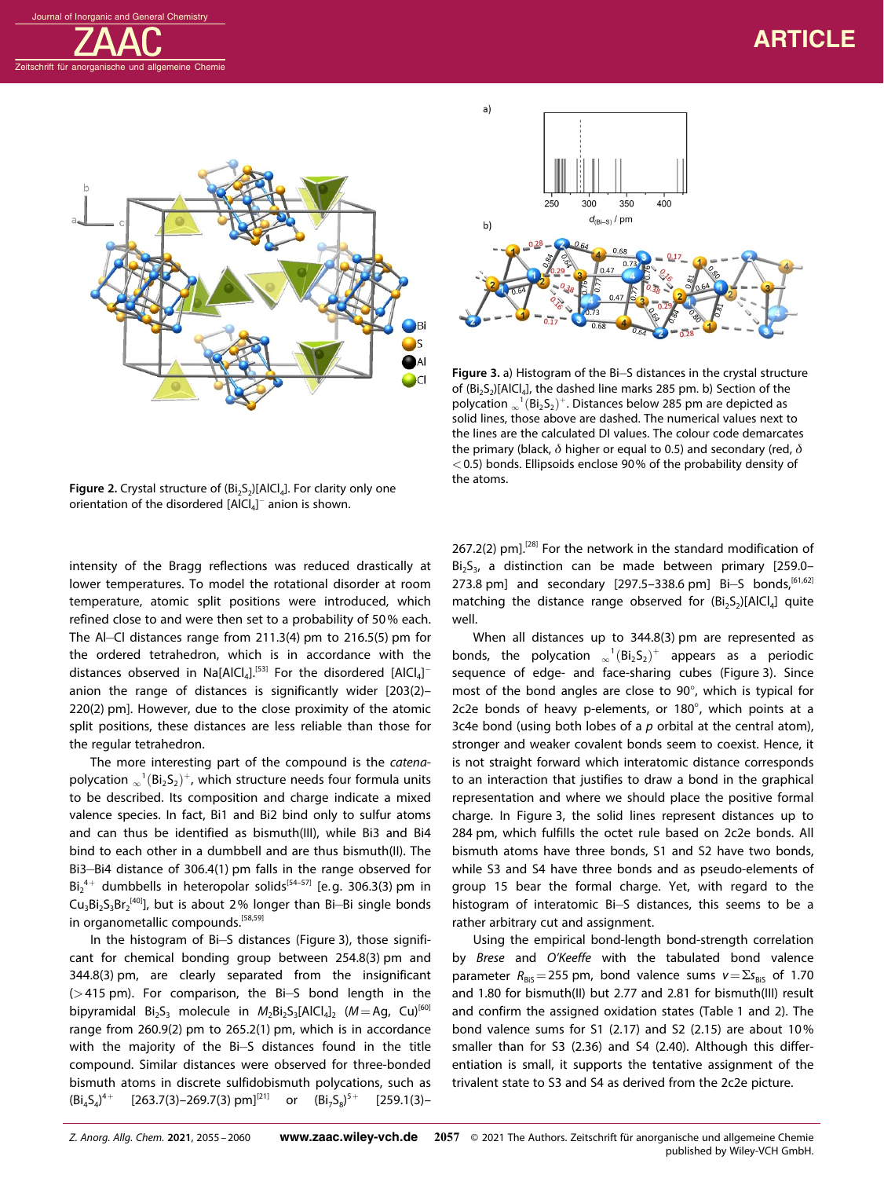Figure 2. Crystal structure of $(Bi_2S_2)[AlCl_4]$. For clarity only one orientation of the disordered $[AlCl_4]^-$ anion is shown.

a)

250 300 350 400

$d_{(Bi-S)}$ / pm

b)

Figure 3. a) Histogram of the Bi–S distances in the crystal structure of $(Bi_2S_2)[AlCl_4]$, the dashed line marks 285 pm. b) Section of the polycation $_\infty^1(Bi_2S_2)^+$. Distances below 285 pm are depicted as solid lines, those above are dashed. The numerical values next to the lines are the calculated DI values. The colour code demarcates the primary (black, $\delta$ higher or equal to 0.5) and secondary (red, $\delta$ < 0.5) bonds. Ellipsoids enclose 90% of the probability density of the atoms.

intensity of the Bragg reflections was reduced drastically at lower temperatures. To model the rotational disorder at room temperature, atomic split positions were introduced, which refined close to and were then set to a probability of 50% each. The Al–Cl distances range from 211.3(4) pm to 216.5(5) pm for the ordered tetrahedron, which is in accordance with the distances observed in $Na[AlCl_4]$.[53] For the disordered $[AlCl_4]^-$ anion the range of distances is significantly wider [203(2)–220(2) pm]. However, due to the close proximity of the atomic split positions, these distances are less reliable than those for the regular tetrahedron.

The more interesting part of the compound is the *catena*-polycation $_\infty^1(Bi_2S_2)^+$, which structure needs four formula units to be described. Its composition and charge indicate a mixed valence species. In fact, Bi1 and Bi2 bind only to sulfur atoms and can thus be identified as bismuth(III), while Bi3 and Bi4 bind to each other in a dumbbell and are thus bismuth(II). The Bi3–Bi4 distance of 306.4(1) pm falls in the range observed for $Bi_2^{4+}$ dumbbells in heteropolar solids[54–57] [e.g. 306.3(3) pm in $Cu_3Bi_2S_3Br_2$[40]], but is about 2% longer than Bi–Bi single bonds in organometallic compounds.[58,59]

In the histogram of Bi–S distances (Figure 3), those significant for chemical bonding group between 254.8(3) pm and 344.8(3) pm, are clearly separated from the insignificant (>415 pm). For comparison, the Bi–S bond length in the bipyramidal $Bi_2S_3$ molecule in $M_2Bi_2S_3[AlCl_4]_2$ ($M$=Ag, Cu)[60] range from 260.9(2) pm to 265.2(1) pm, which is in accordance with the majority of the Bi–S distances found in the title compound. Similar distances were observed for three-bonded bismuth atoms in discrete sulfidobismuth polycations, such as $(Bi_4S_4)^{4+}$ [263.7(3)–269.7(3) pm][21] or $(Bi_7S_8)^{5+}$ [259.1(3)–267.2(2) pm].[28] For the network in the standard modification of $Bi_2S_3$, a distinction can be made between primary [259.0–273.8 pm] and secondary [297.5–338.6 pm] Bi–S bonds,[61,62] matching the distance range observed for $(Bi_2S_2)[AlCl_4]$ quite well.

When all distances up to 344.8(3) pm are represented as bonds, the polycation $_\infty^1(Bi_2S_2)^+$ appears as a periodic sequence of edge- and face-sharing cubes (Figure 3). Since most of the bond angles are close to 90°, which is typical for 2c2e bonds of heavy p-elements, or 180°, which points at a 3c4e bond (using both lobes of a *p* orbital at the central atom), stronger and weaker covalent bonds seem to coexist. Hence, it is not straight forward which interatomic distance corresponds to an interaction that justifies to draw a bond in the graphical representation and where we should place the positive formal charge. In Figure 3, the solid lines represent distances up to 284 pm, which fulfills the octet rule based on 2c2e bonds. All bismuth atoms have three bonds, S1 and S2 have two bonds, while S3 and S4 have three bonds and as pseudo-elements of group 15 bear the formal charge. Yet, with regard to the histogram of interatomic Bi–S distances, this seems to be a rather arbitrary cut and assignment.

Using the empirical bond-length bond-strength correlation by *Brese* and *O'Keeffe* with the tabulated bond valence parameter $R_{BiS}$=255 pm, bond valence sums $v=\Sigma s_{BiS}$ of 1.70 and 1.80 for bismuth(II) but 2.77 and 2.81 for bismuth(III) result and confirm the assigned oxidation states (Table 1 and 2). The bond valence sums for S1 (2.17) and S2 (2.15) are about 10% smaller than for S3 (2.36) and S4 (2.40). Although this differentiation is small, it supports the tentative assignment of the trivalent state to S3 and S4 as derived from the 2c2e picture.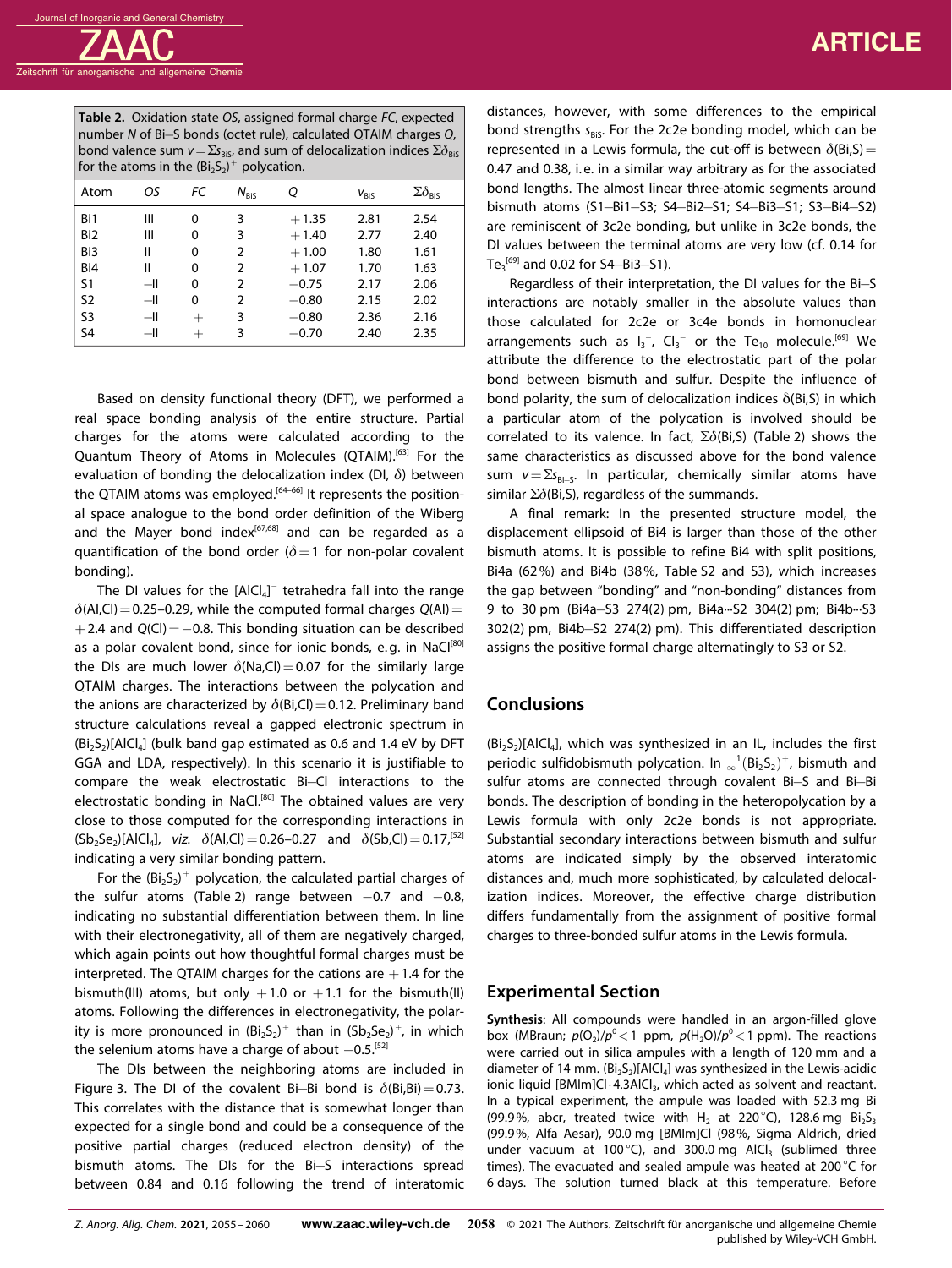**Table 2.** Oxidation state *OS*, assigned formal charge *FC*, expected number *N* of Bi–S bonds (octet rule), calculated QTAIM charges *Q*, bond valence sum $v = \Sigma s_{BiS}$, and sum of delocalization indices $\Sigma\delta_{BiS}$ for the atoms in the $(Bi_2S_2)^+$ polycation.

| Atom | *OS* | *FC* | $N_{BiS}$ | *Q* | $v_{BiS}$ | $\Sigma\delta_{BiS}$ |
|---|---|---|---|---|---|---|
| Bi1 | III | 0 | 3 | +1.35 | 2.81 | 2.54 |
| Bi2 | III | 0 | 3 | +1.40 | 2.77 | 2.40 |
| Bi3 | II | 0 | 2 | +1.00 | 1.80 | 1.61 |
| Bi4 | II | 0 | 2 | +1.07 | 1.70 | 1.63 |
| S1 | –II | 0 | 2 | −0.75 | 2.17 | 2.06 |
| S2 | –II | 0 | 2 | −0.80 | 2.15 | 2.02 |
| S3 | –II | + | 3 | −0.80 | 2.36 | 2.16 |
| S4 | –II | + | 3 | −0.70 | 2.40 | 2.35 |

Based on density functional theory (DFT), we performed a real space bonding analysis of the entire structure. Partial charges for the atoms were calculated according to the Quantum Theory of Atoms in Molecules (QTAIM).[63] For the evaluation of bonding the delocalization index (DI, $\delta$) between the QTAIM atoms was employed.[64–66] It represents the positional space analogue to the bond order definition of the Wiberg and the Mayer bond index[67,68] and can be regarded as a quantification of the bond order ($\delta = 1$ for non-polar covalent bonding).

The DI values for the $[AlCl_4]^-$ tetrahedra fall into the range $\delta(Al,Cl) = 0.25–0.29$, while the computed formal charges $Q(Al) = +2.4$ and $Q(Cl) = -0.8$. This bonding situation can be described as a polar covalent bond, since for ionic bonds, e.g. in NaCl[80] the DIs are much lower $\delta(Na,Cl) = 0.07$ for the similarly large QTAIM charges. The interactions between the polycation and the anions are characterized by $\delta(Bi,Cl) = 0.12$. Preliminary band structure calculations reveal a gapped electronic spectrum in $(Bi_2S_2)[AlCl_4]$ (bulk band gap estimated as 0.6 and 1.4 eV by DFT GGA and LDA, respectively). In this scenario it is justifiable to compare the weak electrostatic Bi–Cl interactions to the electrostatic bonding in NaCl.[80] The obtained values are very close to those computed for the corresponding interactions in $(Sb_2Se_2)[AlCl_4]$, *viz.* $\delta(Al,Cl) = 0.26–0.27$ and $\delta(Sb,Cl) = 0.17$,[52] indicating a very similar bonding pattern.

For the $(Bi_2S_2)^+$ polycation, the calculated partial charges of the sulfur atoms (Table 2) range between −0.7 and −0.8, indicating no substantial differentiation between them. In line with their electronegativity, all of them are negatively charged, which again points out how thoughtful formal charges must be interpreted. The QTAIM charges for the cations are +1.4 for the bismuth(III) atoms, but only +1.0 or +1.1 for the bismuth(II) atoms. Following the differences in electronegativity, the polarity is more pronounced in $(Bi_2S_2)^+$ than in $(Sb_2Se_2)^+$, in which the selenium atoms have a charge of about −0.5.[52]

The DIs between the neighboring atoms are included in Figure 3. The DI of the covalent Bi–Bi bond is $\delta(Bi,Bi) = 0.73$. This correlates with the distance that is somewhat longer than expected for a single bond and could be a consequence of the positive partial charges (reduced electron density) of the bismuth atoms. The DIs for the Bi–S interactions spread between 0.84 and 0.16 following the trend of interatomic distances, however, with some differences to the empirical bond strengths $s_{BiS}$. For the 2c2e bonding model, which can be represented in a Lewis formula, the cut-off is between $\delta(Bi,S) = 0.47$ and 0.38, i.e. in a similar way arbitrary as for the associated bond lengths. The almost linear three-atomic segments around bismuth atoms (S1–Bi1–S3; S4–Bi2–S1; S4–Bi3–S1; S3–Bi4–S2) are reminiscent of 3c2e bonding, but unlike in 3c2e bonds, the DI values between the terminal atoms are very low (cf. 0.14 for $Te_3$[69] and 0.02 for S4–Bi3–S1).

Regardless of their interpretation, the DI values for the Bi–S interactions are notably smaller in the absolute values than those calculated for 2c2e or 3c4e bonds in homonuclear arrangements such as $I_3^-$, $Cl_3^-$ or the $Te_{10}$ molecule.[69] We attribute the difference to the electrostatic part of the polar bond between bismuth and sulfur. Despite the influence of bond polarity, the sum of delocalization indices $\delta(Bi,S)$ in which a particular atom of the polycation is involved should be correlated to its valence. In fact, $\Sigma\delta(Bi,S)$ (Table 2) shows the same characteristics as discussed above for the bond valence sum $v = \Sigma s_{Bi-S}$. In particular, chemically similar atoms have similar $\Sigma\delta(Bi,S)$, regardless of the summands.

A final remark: In the presented structure model, the displacement ellipsoid of Bi4 is larger than those of the other bismuth atoms. It is possible to refine Bi4 with split positions, Bi4a (62%) and Bi4b (38%, Table S2 and S3), which increases the gap between "bonding" and "non-bonding" distances from 9 to 30 pm (Bi4a–S3 274(2) pm, Bi4a···S2 304(2) pm; Bi4b···S3 302(2) pm, Bi4b–S2 274(2) pm). This differentiated description assigns the positive formal charge alternatingly to S3 or S2.

## Conclusions

$(Bi_2S_2)[AlCl_4]$, which was synthesized in an IL, includes the first periodic sulfidobismuth polycation. In $_\infty^1(Bi_2S_2)^+$, bismuth and sulfur atoms are connected through covalent Bi–S and Bi–Bi bonds. The description of bonding in the heteropolycation by a Lewis formula with only 2c2e bonds is not appropriate. Substantial secondary interactions between bismuth and sulfur atoms are indicated simply by the observed interatomic distances and, much more sophisticated, by calculated delocalization indices. Moreover, the effective charge distribution differs fundamentally from the assignment of positive formal charges to three-bonded sulfur atoms in the Lewis formula.

## Experimental Section

**Synthesis**: All compounds were handled in an argon-filled glove box (MBraun; $p(O_2)/p^0 < 1$ ppm, $p(H_2O)/p^0 < 1$ ppm). The reactions were carried out in silica ampules with a length of 120 mm and a diameter of 14 mm. $(Bi_2S_2)[AlCl_4]$ was synthesized in the Lewis-acidic ionic liquid $[BMIm]Cl \cdot 4.3AlCl_3$, which acted as solvent and reactant. In a typical experiment, the ampule was loaded with 52.3 mg Bi (99.9%, abcr, treated twice with $H_2$ at 220 °C), 128.6 mg $Bi_2S_3$ (99.9%, Alfa Aesar), 90.0 mg [BMIm]Cl (98%, Sigma Aldrich, dried under vacuum at 100 °C), and 300.0 mg $AlCl_3$ (sublimed three times). The evacuated and sealed ampule was heated at 200 °C for 6 days. The solution turned black at this temperature. Before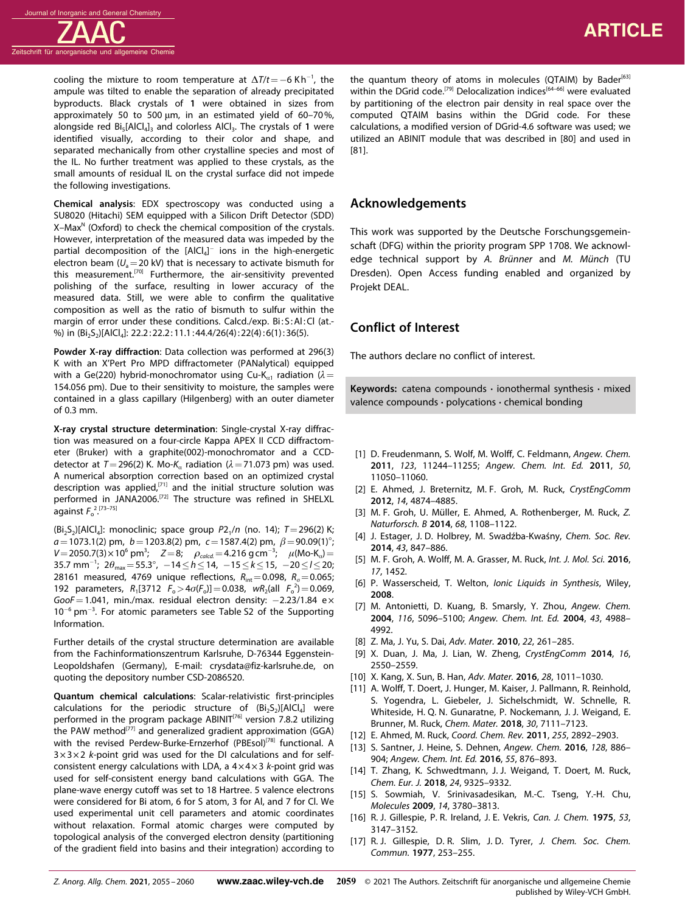cooling the mixture to room temperature at $\Delta T/t = -6\ \mathrm{K\,h^{-1}}$, the ampule was tilted to enable the separation of already precipitated byproducts. Black crystals of **1** were obtained in sizes from approximately 50 to 500 µm, in an estimated yield of 60–70%, alongside red $Bi_5[AlCl_4]_3$ and colorless $AlCl_3$. The crystals of **1** were identified visually, according to their color and shape, and separated mechanically from other crystalline species and most of the IL. No further treatment was applied to these crystals, as the small amounts of residual IL on the crystal surface did not impede the following investigations.

**Chemical analysis**: EDX spectroscopy was conducted using a SU8020 (Hitachi) SEM equipped with a Silicon Drift Detector (SDD) X–Max$^N$ (Oxford) to check the chemical composition of the crystals. However, interpretation of the measured data was impeded by the partial decomposition of the $[AlCl_4]^-$ ions in the high-energetic electron beam ($U_a = 20$ kV) that is necessary to activate bismuth for this measurement.[70] Furthermore, the air-sensitivity prevented polishing of the surface, resulting in lower accuracy of the measured data. Still, we were able to confirm the qualitative composition as well as the ratio of bismuth to sulfur within the margin of error under these conditions. Calcd./exp. Bi:S:Al:Cl (at.-%) in $(Bi_2S_2)[AlCl_4]$: 22.2:22.2:11.1:44.4/26(4):22(4):6(1):36(5).

**Powder X-ray diffraction**: Data collection was performed at 296(3) K with an X'Pert Pro MPD diffractometer (PANalytical) equipped with a Ge(220) hybrid-monochromator using Cu-K$_{\alpha 1}$ radiation ($\lambda = 154.056$ pm). Due to their sensitivity to moisture, the samples were contained in a glass capillary (Hilgenberg) with an outer diameter of 0.3 mm.

**X-ray crystal structure determination**: Single-crystal X-ray diffraction was measured on a four-circle Kappa APEX II CCD diffractometer (Bruker) with a graphite(002)-monochromator and a CCD-detector at $T = 296(2)$ K. Mo-K$_\alpha$ radiation ($\lambda = 71.073$ pm) was used. A numerical absorption correction based on an optimized crystal description was applied,[71] and the initial structure solution was performed in JANA2006.[72] The structure was refined in SHELXL against $F_o^2$.[73–75]

$(Bi_2S_2)[AlCl_4]$: monoclinic; space group $P2_1/n$ (no. 14); $T = 296(2)$ K; $a = 1073.1(2)$ pm, $b = 1203.8(2)$ pm, $c = 1587.4(2)$ pm, $\beta = 90.09(1)°$; $V = 2050.7(3) \times 10^6$ pm$^3$; $Z = 8$; $\rho_{calcd.} = 4.216$ g cm$^{-3}$; $\mu$(Mo-K$_\alpha$) = 35.7 mm$^{-1}$; $2\theta_{max} = 55.3°$, $-14 \le h \le 14$, $-15 \le k \le 15$, $-20 \le l \le 20$; 28161 measured, 4769 unique reflections, $R_{int} = 0.098$, $R_\sigma = 0.065$; 192 parameters, $R_1$[3712 $F_o > 4\sigma(F_o)$] = 0.038, $wR_2$(all $F_o^2$) = 0.069, $GooF = 1.041$, min./max. residual electron density: $-2.23/1.84$ e $\times 10^{-6}$ pm$^{-3}$. For atomic parameters see Table S2 of the Supporting Information.

Further details of the crystal structure determination are available from the Fachinformationszentrum Karlsruhe, D-76344 Eggenstein-Leopoldshafen (Germany), E-mail: crysdata@fiz-karlsruhe.de, on quoting the depository number CSD-2086520.

**Quantum chemical calculations**: Scalar-relativistic first-principles calculations for the periodic structure of $(Bi_2S_2)[AlCl_4]$ were performed in the program package ABINIT[76] version 7.8.2 utilizing the PAW method[77] and generalized gradient approximation (GGA) with the revised Perdew-Burke-Ernzerhof (PBEsol)[78] functional. A $3 \times 3 \times 2$ *k*-point grid was used for the DI calculations and for self-consistent energy calculations with LDA, a $4 \times 4 \times 3$ *k*-point grid was used for self-consistent energy band calculations with GGA. The plane-wave energy cutoff was set to 18 Hartree. 5 valence electrons were considered for Bi atom, 6 for S atom, 3 for Al, and 7 for Cl. We used experimental unit cell parameters and atomic coordinates without relaxation. Formal atomic charges were computed by topological analysis of the converged electron density (partitioning of the gradient field into basins and their integration) according to the quantum theory of atoms in molecules (QTAIM) by Bader[63] within the DGrid code.[79] Delocalization indices[64–66] were evaluated by partitioning of the electron pair density in real space over the computed QTAIM basins within the DGrid code. For these calculations, a modified version of DGrid-4.6 software was used; we utilized an ABINIT module that was described in [80] and used in [81].

## Acknowledgements

This work was supported by the Deutsche Forschungsgemeinschaft (DFG) within the priority program SPP 1708. We acknowledge technical support by *A. Brünner* and *M. Münch* (TU Dresden). Open Access funding enabled and organized by Projekt DEAL.

## Conflict of Interest

The authors declare no conflict of interest.

**Keywords:** catena compounds · ionothermal synthesis · mixed valence compounds · polycations · chemical bonding

[1] D. Freudenmann, S. Wolf, M. Wolff, C. Feldmann, *Angew. Chem.* **2011**, *123*, 11244–11255; *Angew. Chem. Int. Ed.* **2011**, *50*, 11050–11060.
[2] E. Ahmed, J. Breternitz, M. F. Groh, M. Ruck, *CrystEngComm* **2012**, *14*, 4874–4885.
[3] M. F. Groh, U. Müller, E. Ahmed, A. Rothenberger, M. Ruck, *Z. Naturforsch. B* **2014**, *68*, 1108–1122.
[4] J. Estager, J. D. Holbrey, M. Swadźba-Kwaśny, *Chem. Soc. Rev.* **2014**, *43*, 847–886.
[5] M. F. Groh, A. Wolff, M. A. Grasser, M. Ruck, *Int. J. Mol. Sci.* **2016**, *17*, 1452.
[6] P. Wasserscheid, T. Welton, *Ionic Liquids in Synthesis*, Wiley, **2008**.
[7] M. Antonietti, D. Kuang, B. Smarsly, Y. Zhou, *Angew. Chem.* **2004**, *116*, 5096–5100; *Angew. Chem. Int. Ed.* **2004**, *43*, 4988–4992.
[8] Z. Ma, J. Yu, S. Dai, *Adv. Mater.* **2010**, *22*, 261–285.
[9] X. Duan, J. Ma, J. Lian, W. Zheng, *CrystEngComm* **2014**, *16*, 2550–2559.
[10] X. Kang, X. Sun, B. Han, *Adv. Mater.* **2016**, *28*, 1011–1030.
[11] A. Wolff, T. Doert, J. Hunger, M. Kaiser, J. Pallmann, R. Reinhold, S. Yogendra, L. Giebeler, J. Sichelschmidt, W. Schnelle, R. Whiteside, H. Q. N. Gunaratne, P. Nockemann, J. J. Weigand, E. Brunner, M. Ruck, *Chem. Mater.* **2018**, *30*, 7111–7123.
[12] E. Ahmed, M. Ruck, *Coord. Chem. Rev.* **2011**, *255*, 2892–2903.
[13] S. Santner, J. Heine, S. Dehnen, *Angew. Chem.* **2016**, *128*, 886–904; *Angew. Chem. Int. Ed.* **2016**, *55*, 876–893.
[14] T. Zhang, K. Schwedtmann, J. J. Weigand, T. Doert, M. Ruck, *Chem. Eur. J.* **2018**, *24*, 9325–9332.
[15] S. Sowmiah, V. Srinivasadesikan, M.-C. Tseng, Y.-H. Chu, *Molecules* **2009**, *14*, 3780–3813.
[16] R. J. Gillespie, P. R. Ireland, J. E. Vekris, *Can. J. Chem.* **1975**, *53*, 3147–3152.
[17] R. J. Gillespie, D. R. Slim, J. D. Tyrer, *J. Chem. Soc. Chem. Commun.* **1977**, 253–255.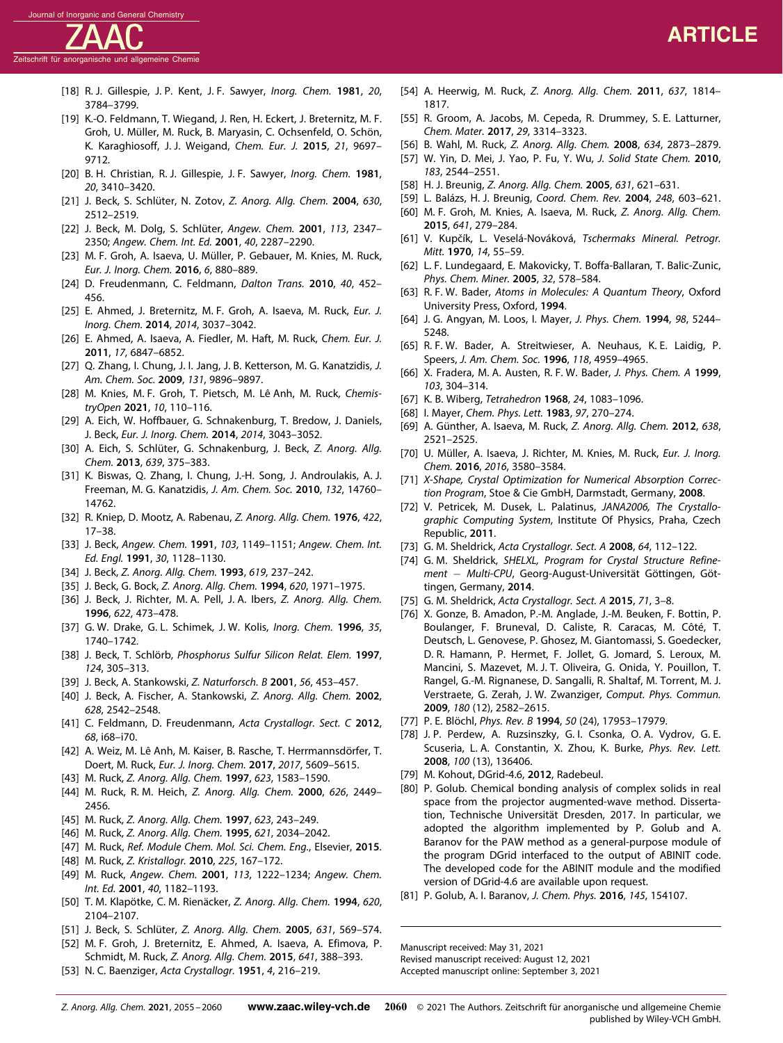[18] R. J. Gillespie, J. P. Kent, J. F. Sawyer, *Inorg. Chem.* **1981**, *20*, 3784–3799.

[19] K.-O. Feldmann, T. Wiegand, J. Ren, H. Eckert, J. Breternitz, M. F. Groh, U. Müller, M. Ruck, B. Maryasin, C. Ochsenfeld, O. Schön, K. Karaghiosoff, J. J. Weigand, *Chem. Eur. J.* **2015**, *21*, 9697–9712.

[20] B. H. Christian, R. J. Gillespie, J. F. Sawyer, *Inorg. Chem.* **1981**, *20*, 3410–3420.

[21] J. Beck, S. Schlüter, N. Zotov, *Z. Anorg. Allg. Chem.* **2004**, *630*, 2512–2519.

[22] J. Beck, M. Dolg, S. Schlüter, *Angew. Chem.* **2001**, *113*, 2347–2350; *Angew. Chem. Int. Ed.* **2001**, *40*, 2287–2290.

[23] M. F. Groh, A. Isaeva, U. Müller, P. Gebauer, M. Knies, M. Ruck, *Eur. J. Inorg. Chem.* **2016**, *6*, 880–889.

[24] D. Freudenmann, C. Feldmann, *Dalton Trans.* **2010**, *40*, 452–456.

[25] E. Ahmed, J. Breternitz, M. F. Groh, A. Isaeva, M. Ruck, *Eur. J. Inorg. Chem.* **2014**, *2014*, 3037–3042.

[26] E. Ahmed, A. Isaeva, A. Fiedler, M. Haft, M. Ruck, *Chem. Eur. J.* **2011**, *17*, 6847–6852.

[27] Q. Zhang, I. Chung, J. I. Jang, J. B. Ketterson, M. G. Kanatzidis, *J. Am. Chem. Soc.* **2009**, *131*, 9896–9897.

[28] M. Knies, M. F. Groh, T. Pietsch, M. Lê Anh, M. Ruck, *ChemistryOpen* **2021**, *10*, 110–116.

[29] A. Eich, W. Hoffbauer, G. Schnakenburg, T. Bredow, J. Daniels, J. Beck, *Eur. J. Inorg. Chem.* **2014**, *2014*, 3043–3052.

[30] A. Eich, S. Schlüter, G. Schnakenburg, J. Beck, *Z. Anorg. Allg. Chem.* **2013**, *639*, 375–383.

[31] K. Biswas, Q. Zhang, I. Chung, J.-H. Song, J. Androulakis, A. J. Freeman, M. G. Kanatzidis, *J. Am. Chem. Soc.* **2010**, *132*, 14760–14762.

[32] R. Kniep, D. Mootz, A. Rabenau, *Z. Anorg. Allg. Chem.* **1976**, *422*, 17–38.

[33] J. Beck, *Angew. Chem.* **1991**, *103*, 1149–1151; *Angew. Chem. Int. Ed. Engl.* **1991**, *30*, 1128–1130.

[34] J. Beck, *Z. Anorg. Allg. Chem.* **1993**, *619*, 237–242.

[35] J. Beck, G. Bock, *Z. Anorg. Allg. Chem.* **1994**, *620*, 1971–1975.

[36] J. Beck, J. Richter, M. A. Pell, J. A. Ibers, *Z. Anorg. Allg. Chem.* **1996**, *622*, 473–478.

[37] G. W. Drake, G. L. Schimek, J. W. Kolis, *Inorg. Chem.* **1996**, *35*, 1740–1742.

[38] J. Beck, T. Schlörb, *Phosphorus Sulfur Silicon Relat. Elem.* **1997**, *124*, 305–313.

[39] J. Beck, A. Stankowski, *Z. Naturforsch. B* **2001**, *56*, 453–457.

[40] J. Beck, A. Fischer, A. Stankowski, *Z. Anorg. Allg. Chem.* **2002**, *628*, 2542–2548.

[41] C. Feldmann, D. Freudenmann, *Acta Crystallogr. Sect. C* **2012**, *68*, i68–i70.

[42] A. Weiz, M. Lê Anh, M. Kaiser, B. Rasche, T. Herrmannsdörfer, T. Doert, M. Ruck, *Eur. J. Inorg. Chem.* **2017**, *2017*, 5609–5615.

[43] M. Ruck, *Z. Anorg. Allg. Chem.* **1997**, *623*, 1583–1590.

[44] M. Ruck, R. M. Heich, *Z. Anorg. Allg. Chem.* **2000**, *626*, 2449–2456.

[45] M. Ruck, *Z. Anorg. Allg. Chem.* **1997**, *623*, 243–249.

[46] M. Ruck, *Z. Anorg. Allg. Chem.* **1995**, *621*, 2034–2042.

[47] M. Ruck, *Ref. Module Chem. Mol. Sci. Chem. Eng.*, Elsevier, **2015**.

[48] M. Ruck, *Z. Kristallogr.* **2010**, *225*, 167–172.

[49] M. Ruck, *Angew. Chem.* **2001**, *113*, 1222–1234; *Angew. Chem. Int. Ed.* **2001**, *40*, 1182–1193.

[50] T. M. Klapötke, C. M. Rienäcker, *Z. Anorg. Allg. Chem.* **1994**, *620*, 2104–2107.

[51] J. Beck, S. Schlüter, *Z. Anorg. Allg. Chem.* **2005**, *631*, 569–574.

[52] M. F. Groh, J. Breternitz, E. Ahmed, A. Isaeva, A. Efimova, P. Schmidt, M. Ruck, *Z. Anorg. Allg. Chem.* **2015**, *641*, 388–393.

[53] N. C. Baenziger, *Acta Crystallogr.* **1951**, *4*, 216–219.

[54] A. Heerwig, M. Ruck, *Z. Anorg. Allg. Chem.* **2011**, *637*, 1814–1817.

[55] R. Groom, A. Jacobs, M. Cepeda, R. Drummey, S. E. Latturner, *Chem. Mater.* **2017**, *29*, 3314–3323.

[56] B. Wahl, M. Ruck, *Z. Anorg. Allg. Chem.* **2008**, *634*, 2873–2879.

[57] W. Yin, D. Mei, J. Yao, P. Fu, Y. Wu, *J. Solid State Chem.* **2010**, *183*, 2544–2551.

[58] H. J. Breunig, *Z. Anorg. Allg. Chem.* **2005**, *631*, 621–631.

[59] L. Balázs, H. J. Breunig, *Coord. Chem. Rev.* **2004**, *248*, 603–621.

[60] M. F. Groh, M. Knies, A. Isaeva, M. Ruck, *Z. Anorg. Allg. Chem.* **2015**, *641*, 279–284.

[61] V. Kupčík, L. Veselá-Nováková, *Tschermaks Mineral. Petrogr. Mitt.* **1970**, *14*, 55–59.

[62] L. F. Lundegaard, E. Makovicky, T. Boffa-Ballaran, T. Balic-Zunic, *Phys. Chem. Miner.* **2005**, *32*, 578–584.

[63] R. F. W. Bader, *Atoms in Molecules: A Quantum Theory*, Oxford University Press, Oxford, **1994**.

[64] J. G. Angyan, M. Loos, I. Mayer, *J. Phys. Chem.* **1994**, *98*, 5244–5248.

[65] R. F. W. Bader, A. Streitwieser, A. Neuhaus, K. E. Laidig, P. Speers, *J. Am. Chem. Soc.* **1996**, *118*, 4959–4965.

[66] X. Fradera, M. A. Austen, R. F. W. Bader, *J. Phys. Chem. A* **1999**, *103*, 304–314.

[67] K. B. Wiberg, *Tetrahedron* **1968**, *24*, 1083–1096.

[68] I. Mayer, *Chem. Phys. Lett.* **1983**, *97*, 270–274.

[69] A. Günther, A. Isaeva, M. Ruck, *Z. Anorg. Allg. Chem.* **2012**, *638*, 2521–2525.

[70] U. Müller, A. Isaeva, J. Richter, M. Knies, M. Ruck, *Eur. J. Inorg. Chem.* **2016**, *2016*, 3580–3584.

[71] *X-Shape, Crystal Optimization for Numerical Absorption Correction Program*, Stoe & Cie GmbH, Darmstadt, Germany, **2008**.

[72] V. Petricek, M. Dusek, L. Palatinus, *JANA2006, The Crystallographic Computing System*, Institute Of Physics, Praha, Czech Republic, **2011**.

[73] G. M. Sheldrick, *Acta Crystallogr. Sect. A* **2008**, *64*, 112–122.

[74] G. M. Sheldrick, *SHELXL, Program for Crystal Structure Refinement – Multi-CPU*, Georg-August-Universität Göttingen, Göttingen, Germany, **2014**.

[75] G. M. Sheldrick, *Acta Crystallogr. Sect. A* **2015**, *71*, 3–8.

[76] X. Gonze, B. Amadon, P.-M. Anglade, J.-M. Beuken, F. Bottin, P. Boulanger, F. Bruneval, D. Caliste, R. Caracas, M. Côté, T. Deutsch, L. Genovese, P. Ghosez, M. Giantomassi, S. Goedecker, D. R. Hamann, P. Hermet, F. Jollet, G. Jomard, S. Leroux, M. Mancini, S. Mazevet, M. J. T. Oliveira, G. Onida, Y. Pouillon, T. Rangel, G.-M. Rignanese, D. Sangalli, R. Shaltaf, M. Torrent, M. J. Verstraete, G. Zerah, J. W. Zwanziger, *Comput. Phys. Commun.* **2009**, *180* (12), 2582–2615.

[77] P. E. Blöchl, *Phys. Rev. B* **1994**, *50* (24), 17953–17979.

[78] J. P. Perdew, A. Ruzsinszky, G. I. Csonka, O. A. Vydrov, G. E. Scuseria, L. A. Constantin, X. Zhou, K. Burke, *Phys. Rev. Lett.* **2008**, *100* (13), 136406.

[79] M. Kohout, DGrid-4.6, **2012**, Radebeul.

[80] P. Golub. Chemical bonding analysis of complex solids in real space from the projector augmented-wave method. Dissertation, Technische Universität Dresden, 2017. In particular, we adopted the algorithm implemented by P. Golub and A. Baranov for the PAW method as a general-purpose module of the program DGrid interfaced to the output of ABINIT code. The developed code for the ABINIT module and the modified version of DGrid-4.6 are available upon request.

[81] P. Golub, A. I. Baranov, *J. Chem. Phys.* **2016**, *145*, 154107.

Manuscript received: May 31, 2021
Revised manuscript received: August 12, 2021
Accepted manuscript online: September 3, 2021